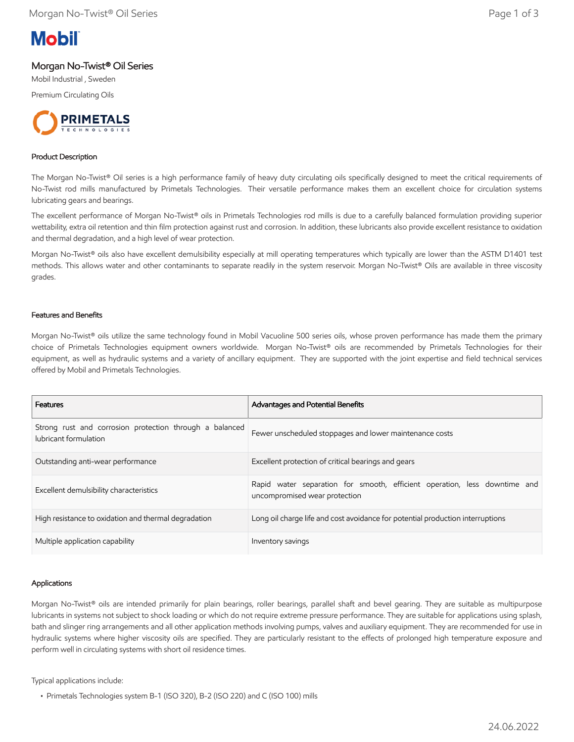# Morgan No-Twist® Oil Series

Mobil Industrial , Sweden

Premium Circulating Oils

## Product Description

The Morgan No-Twist® Oil series is a high performance family of heavy duty circulating oils specifically designed to meet the critical requirements of No-Twist rod mills manufactured by Primetals Technologies. Their versatile performance makes them an excellent choice for circulation systems lubricating gears and bearings.

The excellent performance of Morgan No-Twist® oils in Primetals Technologies rod mills is due to a carefully balanced formulation providing superior wettability, extra oil retention and thin film protection against rust and corrosion. In addition, these lubricants also provide excellent resistance to oxidation and thermal degradation, and a high level of wear protection.

Morgan No-Twist® oils also have excellent demulsibility especially at mill operating temperatures which typically are lower than the ASTM D1401 test methods. This allows water and other contaminants to separate readily in the system reservoir. Morgan No-Twist® Oils are available in three viscosity grades.

## Features and Benefits

Morgan No-Twist® oils utilize the same technology found in Mobil Vacuoline 500 series oils, whose proven performance has made them the primary choice of Primetals Technologies equipment owners worldwide. Morgan No-Twist® oils are recommended by Primetals Technologies for their equipment, as well as hydraulic systems and a variety of ancillary equipment. They are supported with the joint expertise and field technical services offered by Mobil and Primetals Technologies.

| Features | Advantages and Potential Benefits |
|---|---|
| Strong rust and corrosion protection through a balanced lubricant formulation | Fewer unscheduled stoppages and lower maintenance costs |
| Outstanding anti-wear performance | Excellent protection of critical bearings and gears |
| Excellent demulsibility characteristics | Rapid water separation for smooth, efficient operation, less downtime and uncompromised wear protection |
| High resistance to oxidation and thermal degradation | Long oil charge life and cost avoidance for potential production interruptions |
| Multiple application capability | Inventory savings |

## Applications

Morgan No-Twist® oils are intended primarily for plain bearings, roller bearings, parallel shaft and bevel gearing. They are suitable as multipurpose lubricants in systems not subject to shock loading or which do not require extreme pressure performance. They are suitable for applications using splash, bath and slinger ring arrangements and all other application methods involving pumps, valves and auxiliary equipment. They are recommended for use in hydraulic systems where higher viscosity oils are specified. They are particularly resistant to the effects of prolonged high temperature exposure and perform well in circulating systems with short oil residence times.

Typical applications include:

- Primetals Technologies system B-1 (ISO 320), B-2 (ISO 220) and C (ISO 100) mills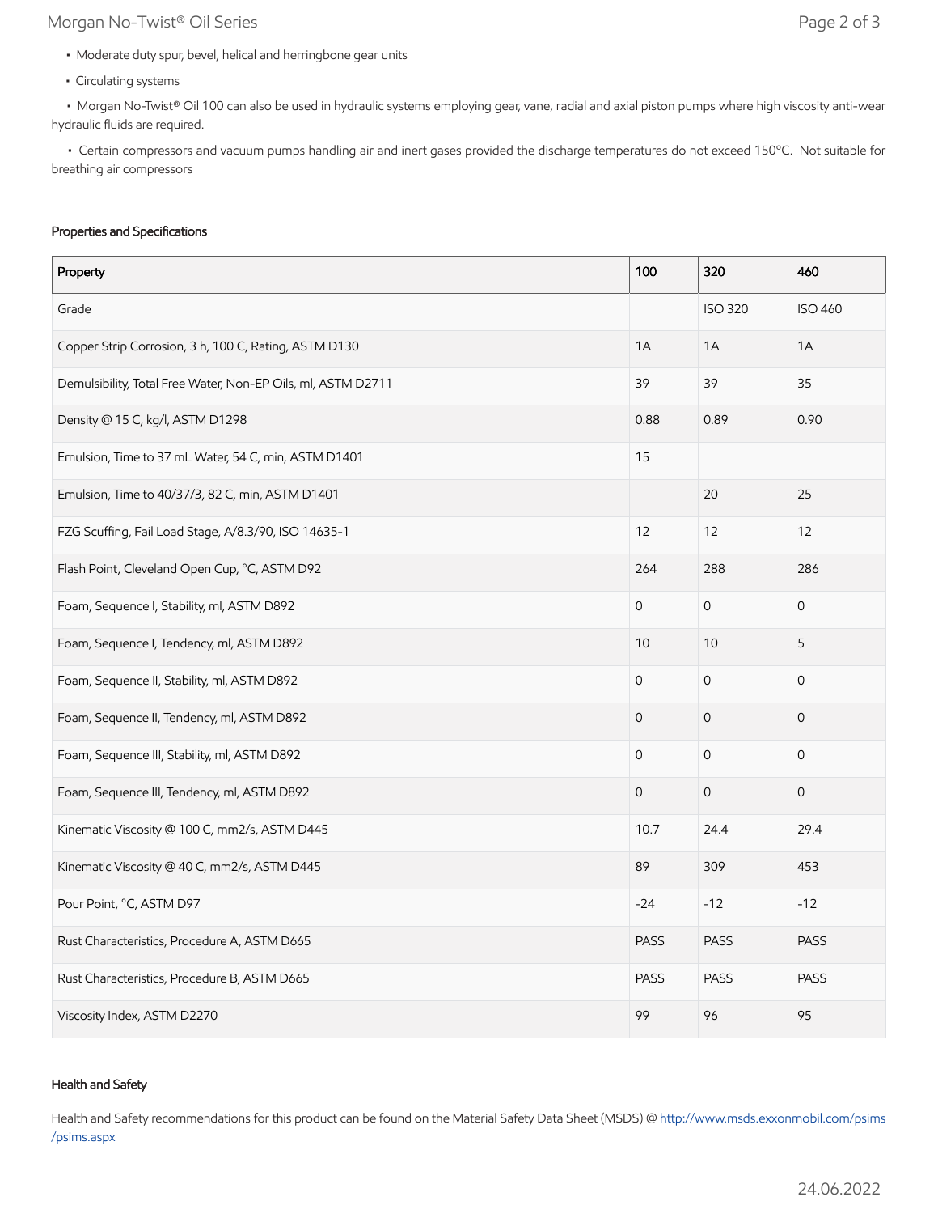- Moderate duty spur, bevel, helical and herringbone gear units
- Circulating systems
- Morgan No-Twist® Oil 100 can also be used in hydraulic systems employing gear, vane, radial and axial piston pumps where high viscosity anti-wear hydraulic fluids are required.
- Certain compressors and vacuum pumps handling air and inert gases provided the discharge temperatures do not exceed 150°C. Not suitable for breathing air compressors

### Properties and Specifications

| Property | 100 | 320 | 460 |
|---|---|---|---|
| Grade | | ISO 320 | ISO 460 |
| Copper Strip Corrosion, 3 h, 100 C, Rating, ASTM D130 | 1A | 1A | 1A |
| Demulsibility, Total Free Water, Non-EP Oils, ml, ASTM D2711 | 39 | 39 | 35 |
| Density @ 15 C, kg/l, ASTM D1298 | 0.88 | 0.89 | 0.90 |
| Emulsion, Time to 37 mL Water, 54 C, min, ASTM D1401 | 15 | | |
| Emulsion, Time to 40/37/3, 82 C, min, ASTM D1401 | | 20 | 25 |
| FZG Scuffing, Fail Load Stage, A/8.3/90, ISO 14635-1 | 12 | 12 | 12 |
| Flash Point, Cleveland Open Cup, °C, ASTM D92 | 264 | 288 | 286 |
| Foam, Sequence I, Stability, ml, ASTM D892 | 0 | 0 | 0 |
| Foam, Sequence I, Tendency, ml, ASTM D892 | 10 | 10 | 5 |
| Foam, Sequence II, Stability, ml, ASTM D892 | 0 | 0 | 0 |
| Foam, Sequence II, Tendency, ml, ASTM D892 | 0 | 0 | 0 |
| Foam, Sequence III, Stability, ml, ASTM D892 | 0 | 0 | 0 |
| Foam, Sequence III, Tendency, ml, ASTM D892 | 0 | 0 | 0 |
| Kinematic Viscosity @ 100 C, mm2/s, ASTM D445 | 10.7 | 24.4 | 29.4 |
| Kinematic Viscosity @ 40 C, mm2/s, ASTM D445 | 89 | 309 | 453 |
| Pour Point, °C, ASTM D97 | -24 | -12 | -12 |
| Rust Characteristics, Procedure A, ASTM D665 | PASS | PASS | PASS |
| Rust Characteristics, Procedure B, ASTM D665 | PASS | PASS | PASS |
| Viscosity Index, ASTM D2270 | 99 | 96 | 95 |

### Health and Safety

Health and Safety recommendations for this product can be found on the Material Safety Data Sheet (MSDS) @ http://www.msds.exxonmobil.com/psims/psims.aspx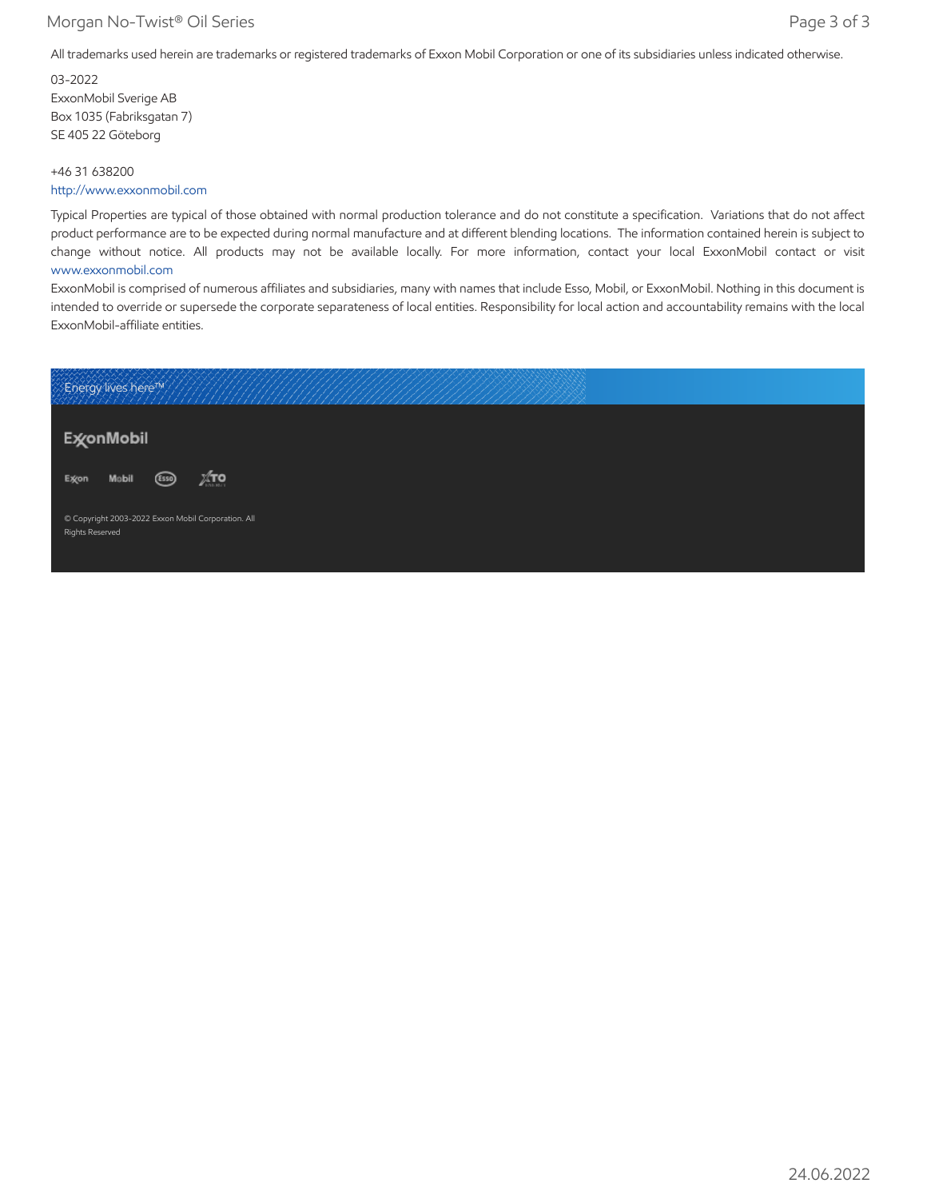All trademarks used herein are trademarks or registered trademarks of Exxon Mobil Corporation or one of its subsidiaries unless indicated otherwise.

03-2022
ExxonMobil Sverige AB
Box 1035 (Fabriksgatan 7)
SE 405 22 Göteborg

+46 31 638200
http://www.exxonmobil.com

Typical Properties are typical of those obtained with normal production tolerance and do not constitute a specification. Variations that do not affect product performance are to be expected during normal manufacture and at different blending locations. The information contained herein is subject to change without notice. All products may not be available locally. For more information, contact your local ExxonMobil contact or visit www.exxonmobil.com

ExxonMobil is comprised of numerous affiliates and subsidiaries, many with names that include Esso, Mobil, or ExxonMobil. Nothing in this document is intended to override or supersede the corporate separateness of local entities. Responsibility for local action and accountability remains with the local ExxonMobil-affiliate entities.

Energy lives here™

ExxonMobil

Exxon Mobil Esso XTO

© Copyright 2003-2022 Exxon Mobil Corporation. All Rights Reserved